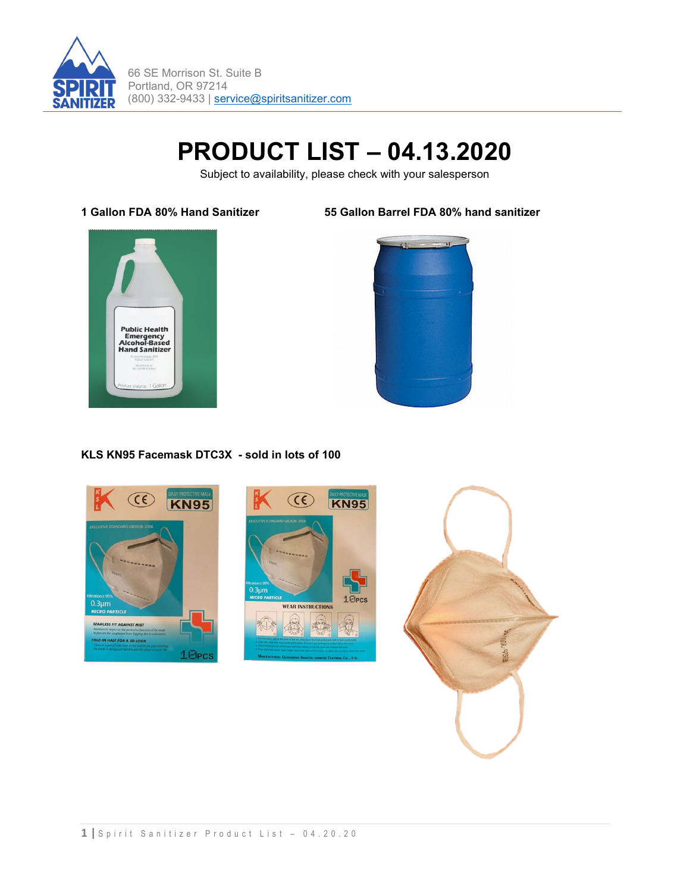66 SE Morrison St. Suite B
Portland, OR 97214
(800) 332-9433 | service@spiritsanitizer.com

# PRODUCT LIST – 04.13.2020

Subject to availability, please check with your salesperson

**1 Gallon FDA 80% Hand Sanitizer**

**55 Gallon Barrel FDA 80% hand sanitizer**

**KLS KN95 Facemask DTC3X - sold in lots of 100**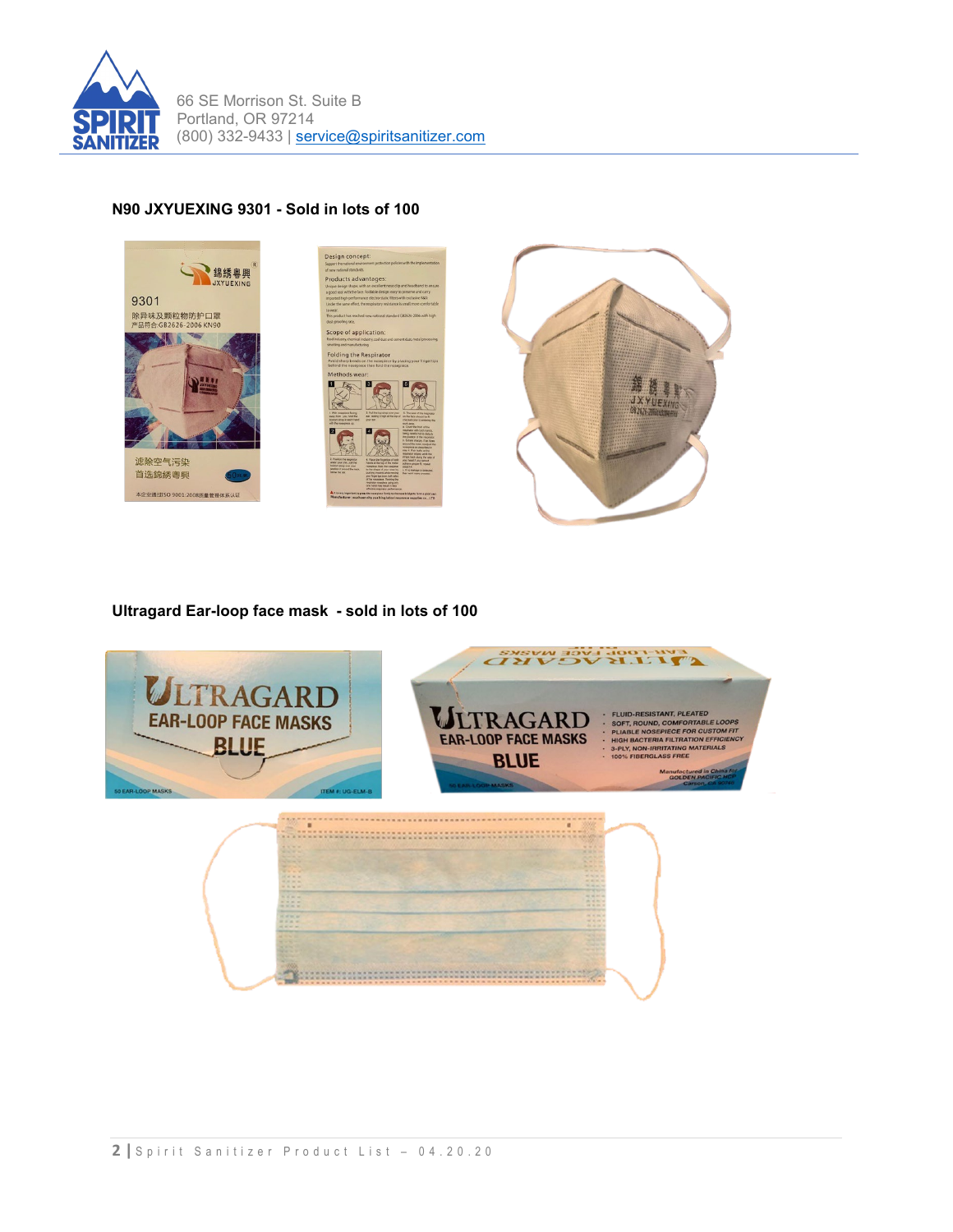66 SE Morrison St. Suite B
Portland, OR 97214
(800) 332-9433 | service@spiritsanitizer.com

**N90 JXYUEXING 9301 - Sold in lots of 100**

**Ultragard Ear-loop face mask - sold in lots of 100**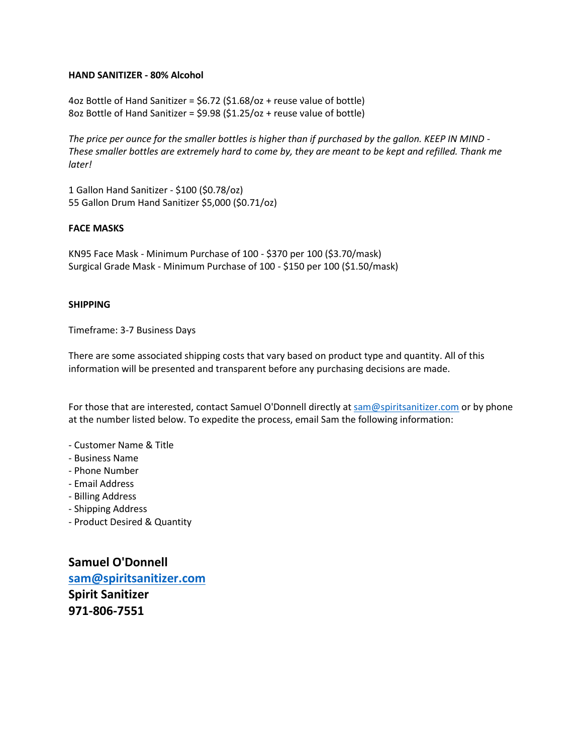**HAND SANITIZER - 80% Alcohol**

4oz Bottle of Hand Sanitizer = $6.72 ($1.68/oz + reuse value of bottle)
8oz Bottle of Hand Sanitizer = $9.98 ($1.25/oz + reuse value of bottle)

*The price per ounce for the smaller bottles is higher than if purchased by the gallon. KEEP IN MIND - These smaller bottles are extremely hard to come by, they are meant to be kept and refilled. Thank me later!*

1 Gallon Hand Sanitizer - $100 ($0.78/oz)
55 Gallon Drum Hand Sanitizer $5,000 ($0.71/oz)

**FACE MASKS**

KN95 Face Mask - Minimum Purchase of 100 - $370 per 100 ($3.70/mask)
Surgical Grade Mask - Minimum Purchase of 100 - $150 per 100 ($1.50/mask)

**SHIPPING**

Timeframe: 3-7 Business Days

There are some associated shipping costs that vary based on product type and quantity. All of this information will be presented and transparent before any purchasing decisions are made.

For those that are interested, contact Samuel O'Donnell directly at sam@spiritsanitizer.com or by phone at the number listed below. To expedite the process, email Sam the following information:

- Customer Name & Title
- Business Name
- Phone Number
- Email Address
- Billing Address
- Shipping Address
- Product Desired & Quantity

**Samuel O'Donnell**
**sam@spiritsanitizer.com**
**Spirit Sanitizer**
**971-806-7551**